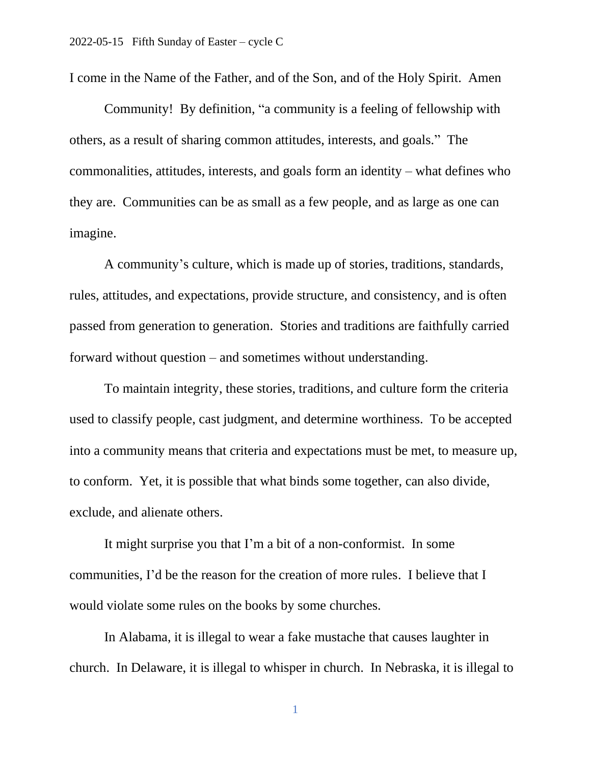2022-05-15 Fifth Sunday of Easter – cycle C

I come in the Name of the Father, and of the Son, and of the Holy Spirit. Amen

Community! By definition, "a community is a feeling of fellowship with others, as a result of sharing common attitudes, interests, and goals." The commonalities, attitudes, interests, and goals form an identity – what defines who they are. Communities can be as small as a few people, and as large as one can imagine.

A community's culture, which is made up of stories, traditions, standards, rules, attitudes, and expectations, provide structure, and consistency, and is often passed from generation to generation. Stories and traditions are faithfully carried forward without question – and sometimes without understanding.

To maintain integrity, these stories, traditions, and culture form the criteria used to classify people, cast judgment, and determine worthiness. To be accepted into a community means that criteria and expectations must be met, to measure up, to conform. Yet, it is possible that what binds some together, can also divide, exclude, and alienate others.

It might surprise you that I'm a bit of a non-conformist. In some communities, I'd be the reason for the creation of more rules. I believe that I would violate some rules on the books by some churches.

In Alabama, it is illegal to wear a fake mustache that causes laughter in church. In Delaware, it is illegal to whisper in church. In Nebraska, it is illegal to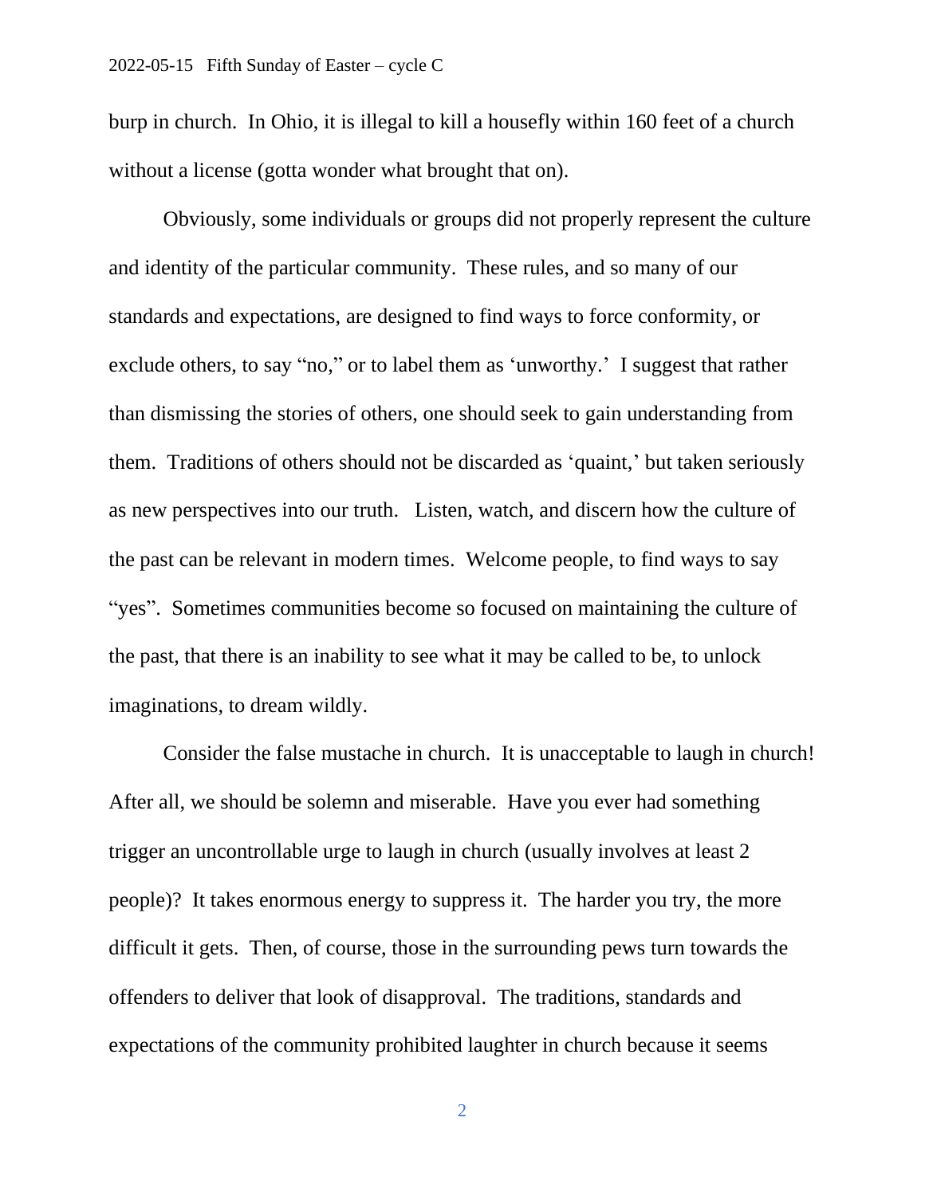burp in church. In Ohio, it is illegal to kill a housefly within 160 feet of a church without a license (gotta wonder what brought that on).

Obviously, some individuals or groups did not properly represent the culture and identity of the particular community. These rules, and so many of our standards and expectations, are designed to find ways to force conformity, or exclude others, to say "no," or to label them as 'unworthy.' I suggest that rather than dismissing the stories of others, one should seek to gain understanding from them. Traditions of others should not be discarded as 'quaint,' but taken seriously as new perspectives into our truth. Listen, watch, and discern how the culture of the past can be relevant in modern times. Welcome people, to find ways to say "yes". Sometimes communities become so focused on maintaining the culture of the past, that there is an inability to see what it may be called to be, to unlock imaginations, to dream wildly.

Consider the false mustache in church. It is unacceptable to laugh in church! After all, we should be solemn and miserable. Have you ever had something trigger an uncontrollable urge to laugh in church (usually involves at least 2 people)? It takes enormous energy to suppress it. The harder you try, the more difficult it gets. Then, of course, those in the surrounding pews turn towards the offenders to deliver that look of disapproval. The traditions, standards and expectations of the community prohibited laughter in church because it seems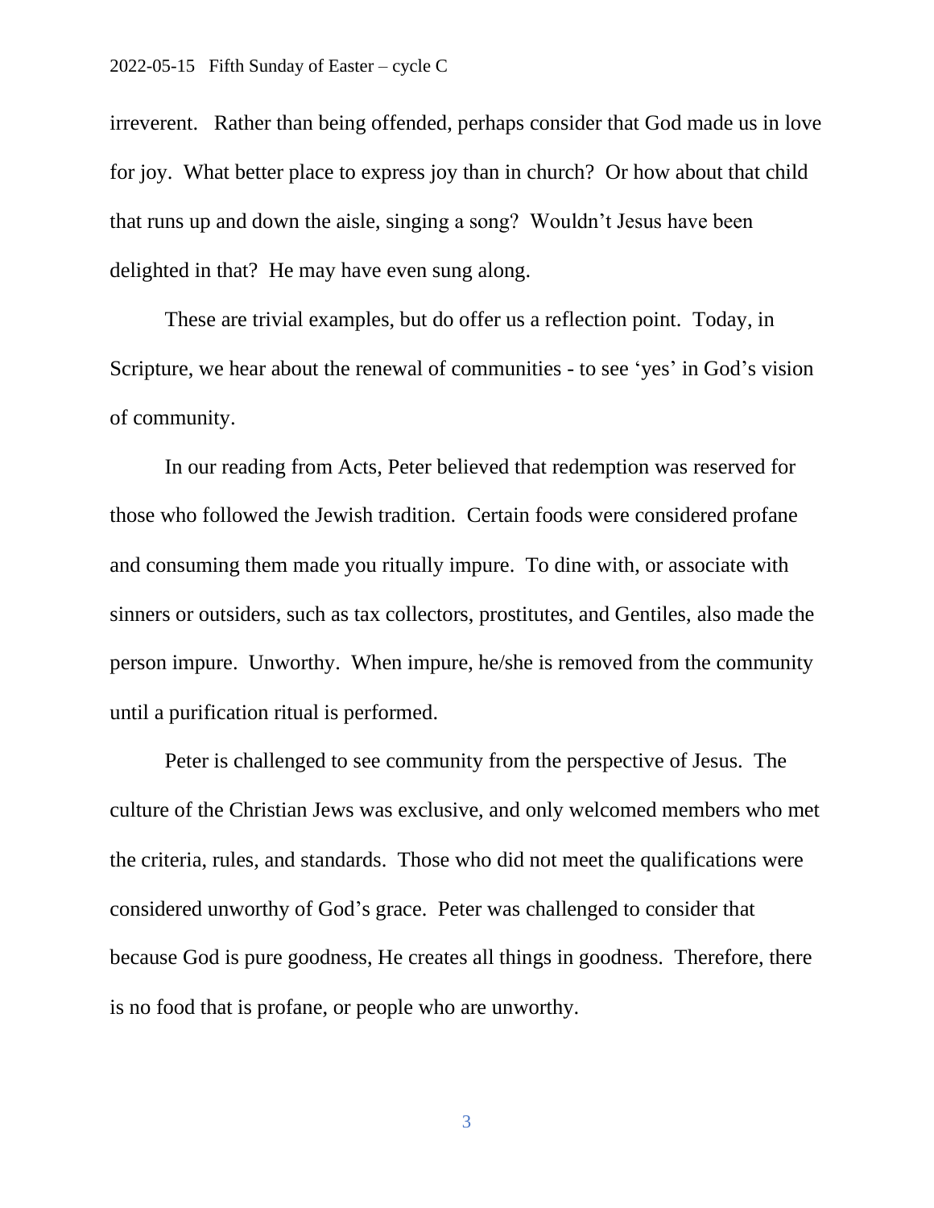irreverent. Rather than being offended, perhaps consider that God made us in love for joy. What better place to express joy than in church? Or how about that child that runs up and down the aisle, singing a song? Wouldn't Jesus have been delighted in that? He may have even sung along.

These are trivial examples, but do offer us a reflection point. Today, in Scripture, we hear about the renewal of communities - to see 'yes' in God's vision of community.

In our reading from Acts, Peter believed that redemption was reserved for those who followed the Jewish tradition. Certain foods were considered profane and consuming them made you ritually impure. To dine with, or associate with sinners or outsiders, such as tax collectors, prostitutes, and Gentiles, also made the person impure. Unworthy. When impure, he/she is removed from the community until a purification ritual is performed.

Peter is challenged to see community from the perspective of Jesus. The culture of the Christian Jews was exclusive, and only welcomed members who met the criteria, rules, and standards. Those who did not meet the qualifications were considered unworthy of God's grace. Peter was challenged to consider that because God is pure goodness, He creates all things in goodness. Therefore, there is no food that is profane, or people who are unworthy.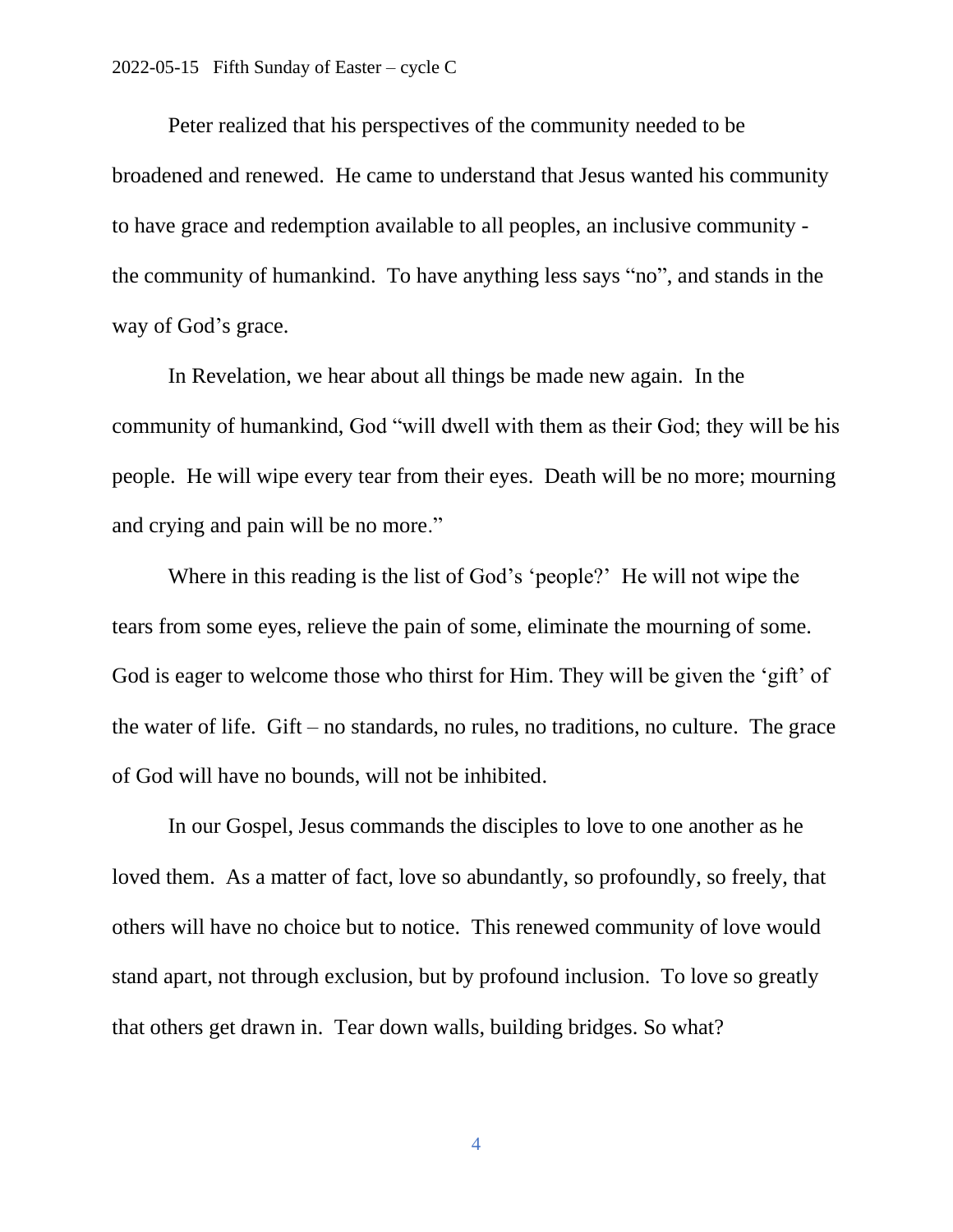Peter realized that his perspectives of the community needed to be broadened and renewed. He came to understand that Jesus wanted his community to have grace and redemption available to all peoples, an inclusive community - the community of humankind. To have anything less says “no”, and stands in the way of God’s grace.

In Revelation, we hear about all things be made new again. In the community of humankind, God “will dwell with them as their God; they will be his people. He will wipe every tear from their eyes. Death will be no more; mourning and crying and pain will be no more.”

Where in this reading is the list of God’s ‘people?’ He will not wipe the tears from some eyes, relieve the pain of some, eliminate the mourning of some. God is eager to welcome those who thirst for Him. They will be given the ‘gift’ of the water of life. Gift – no standards, no rules, no traditions, no culture. The grace of God will have no bounds, will not be inhibited.

In our Gospel, Jesus commands the disciples to love to one another as he loved them. As a matter of fact, love so abundantly, so profoundly, so freely, that others will have no choice but to notice. This renewed community of love would stand apart, not through exclusion, but by profound inclusion. To love so greatly that others get drawn in. Tear down walls, building bridges. So what?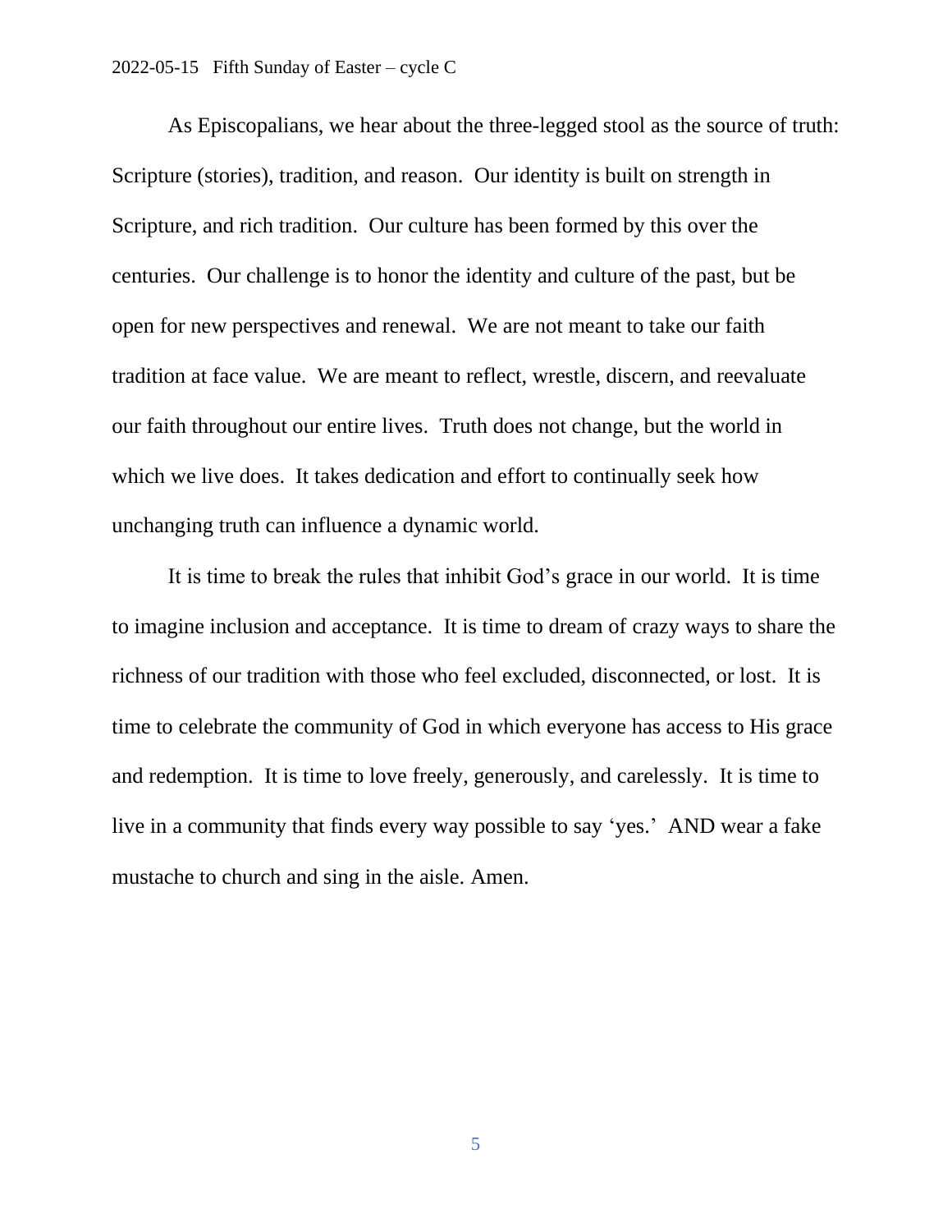As Episcopalians, we hear about the three-legged stool as the source of truth: Scripture (stories), tradition, and reason. Our identity is built on strength in Scripture, and rich tradition. Our culture has been formed by this over the centuries. Our challenge is to honor the identity and culture of the past, but be open for new perspectives and renewal. We are not meant to take our faith tradition at face value. We are meant to reflect, wrestle, discern, and reevaluate our faith throughout our entire lives. Truth does not change, but the world in which we live does. It takes dedication and effort to continually seek how unchanging truth can influence a dynamic world.

It is time to break the rules that inhibit God's grace in our world. It is time to imagine inclusion and acceptance. It is time to dream of crazy ways to share the richness of our tradition with those who feel excluded, disconnected, or lost. It is time to celebrate the community of God in which everyone has access to His grace and redemption. It is time to love freely, generously, and carelessly. It is time to live in a community that finds every way possible to say 'yes.' AND wear a fake mustache to church and sing in the aisle. Amen.